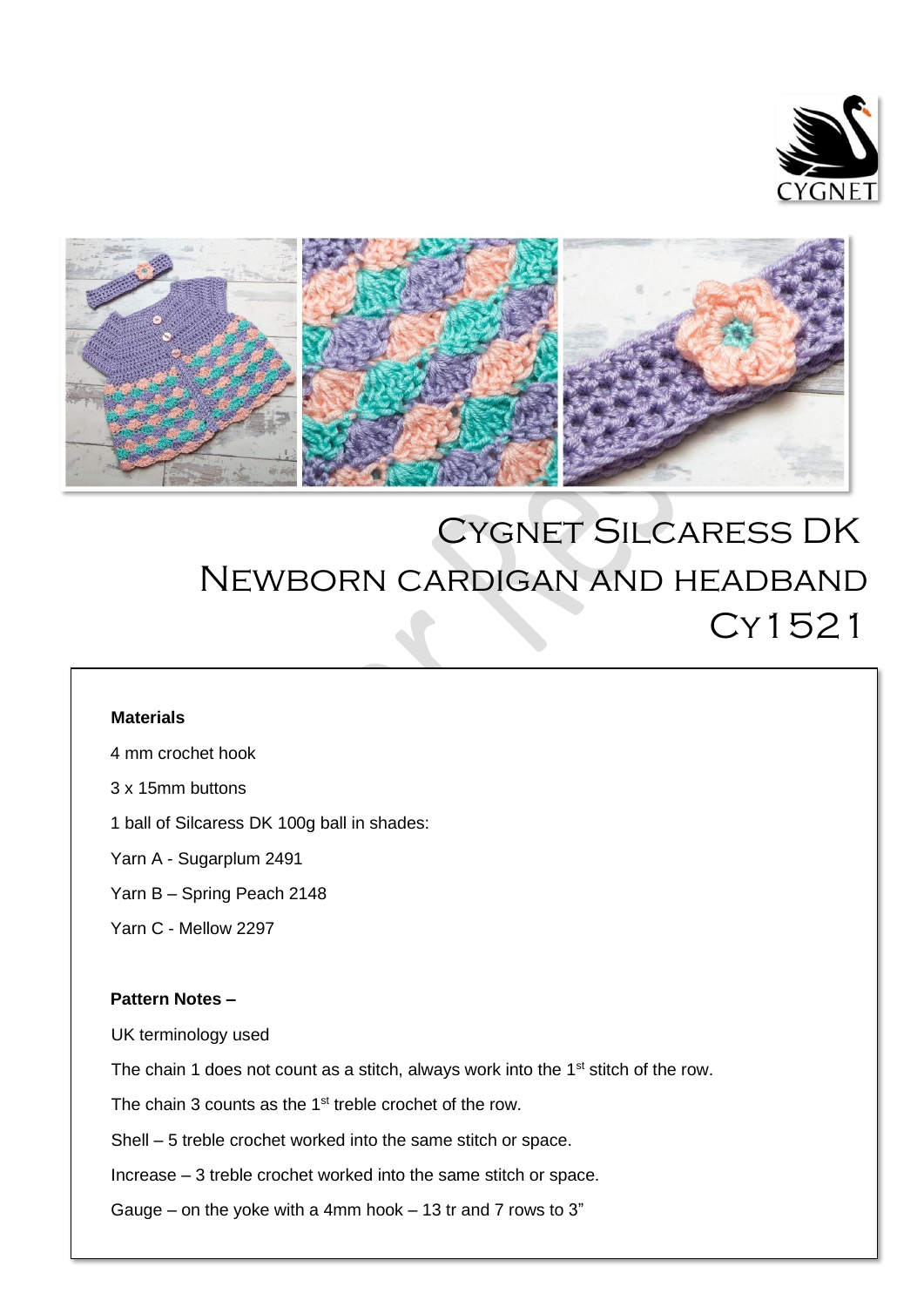# Cygnet Silcaress DK
# Newborn cardigan and headband
# Cy1521

**Materials**

4 mm crochet hook

3 x 15mm buttons

1 ball of Silcaress DK 100g ball in shades:

Yarn A - Sugarplum 2491

Yarn B – Spring Peach 2148

Yarn C - Mellow 2297

**Pattern Notes –**

UK terminology used

The chain 1 does not count as a stitch, always work into the 1st stitch of the row.

The chain 3 counts as the 1st treble crochet of the row.

Shell – 5 treble crochet worked into the same stitch or space.

Increase – 3 treble crochet worked into the same stitch or space.

Gauge – on the yoke with a 4mm hook – 13 tr and 7 rows to 3"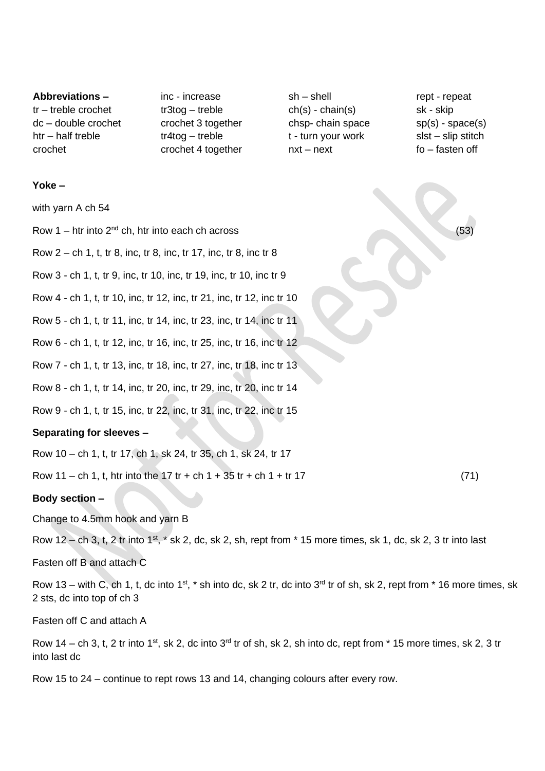| **Abbreviations –** | inc - increase | sh – shell | rept - repeat |
| --- | --- | --- | --- |
| tr – treble crochet | tr3tog – treble crochet 3 together | ch(s) - chain(s) | sk - skip |
| dc – double crochet | tr4tog – treble crochet 4 together | chsp- chain space | sp(s) - space(s) |
| htr – half treble crochet | | t - turn your work | slst – slip stitch |
| | | nxt – next | fo – fasten off |

**Yoke –**

with yarn A ch 54

Row 1 – htr into 2nd ch, htr into each ch across (53)

Row 2 – ch 1, t, tr 8, inc, tr 8, inc, tr 17, inc, tr 8, inc tr 8

Row 3 - ch 1, t, tr 9, inc, tr 10, inc, tr 19, inc, tr 10, inc tr 9

Row 4 - ch 1, t, tr 10, inc, tr 12, inc, tr 21, inc, tr 12, inc tr 10

Row 5 - ch 1, t, tr 11, inc, tr 14, inc, tr 23, inc, tr 14, inc tr 11

Row 6 - ch 1, t, tr 12, inc, tr 16, inc, tr 25, inc, tr 16, inc tr 12

Row 7 - ch 1, t, tr 13, inc, tr 18, inc, tr 27, inc, tr 18, inc tr 13

Row 8 - ch 1, t, tr 14, inc, tr 20, inc, tr 29, inc, tr 20, inc tr 14

Row 9 - ch 1, t, tr 15, inc, tr 22, inc, tr 31, inc, tr 22, inc tr 15

**Separating for sleeves –**

Row 10 – ch 1, t, tr 17, ch 1, sk 24, tr 35, ch 1, sk 24, tr 17

Row 11 – ch 1, t, htr into the 17 tr + ch 1 + 35 tr + ch 1 + tr 17 (71)

**Body section –**

Change to 4.5mm hook and yarn B

Row 12 – ch 3, t, 2 tr into 1st, * sk 2, dc, sk 2, sh, rept from * 15 more times, sk 1, dc, sk 2, 3 tr into last

Fasten off B and attach C

Row 13 – with C, ch 1, t, dc into 1st, * sh into dc, sk 2 tr, dc into 3rd tr of sh, sk 2, rept from * 16 more times, sk 2 sts, dc into top of ch 3

Fasten off C and attach A

Row 14 – ch 3, t, 2 tr into 1st, sk 2, dc into 3rd tr of sh, sk 2, sh into dc, rept from * 15 more times, sk 2, 3 tr into last dc

Row 15 to 24 – continue to rept rows 13 and 14, changing colours after every row.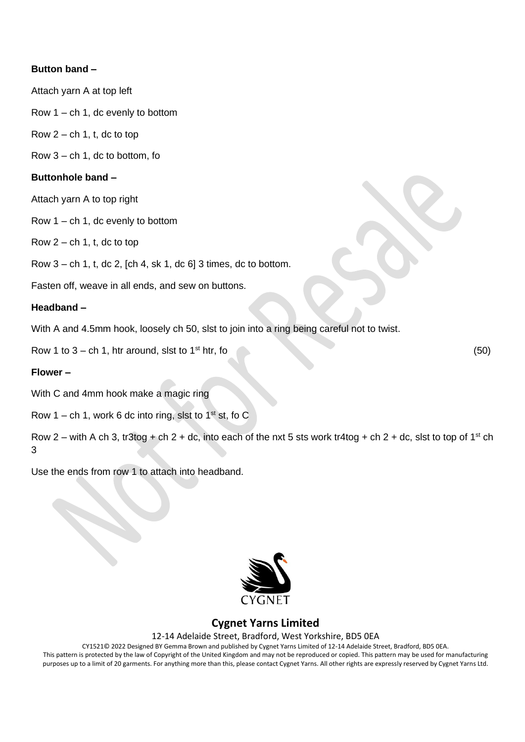**Button band –**

Attach yarn A at top left

Row 1 – ch 1, dc evenly to bottom

Row 2 – ch 1, t, dc to top

Row 3 – ch 1, dc to bottom, fo

**Buttonhole band –**

Attach yarn A to top right

Row 1 – ch 1, dc evenly to bottom

Row 2 – ch 1, t, dc to top

Row 3 – ch 1, t, dc 2, [ch 4, sk 1, dc 6] 3 times, dc to bottom.

Fasten off, weave in all ends, and sew on buttons.

**Headband –**

With A and 4.5mm hook, loosely ch 50, slst to join into a ring being careful not to twist.

Row 1 to 3 – ch 1, htr around, slst to 1st htr, fo (50)

**Flower –**

With C and 4mm hook make a magic ring

Row 1 – ch 1, work 6 dc into ring, slst to 1st st, fo C

Row 2 – with A ch 3, tr3tog + ch 2 + dc, into each of the nxt 5 sts work tr4tog + ch 2 + dc, slst to top of 1st ch 3

Use the ends from row 1 to attach into headband.

CYGNET

**Cygnet Yarns Limited**

12-14 Adelaide Street, Bradford, West Yorkshire, BD5 0EA

CY1521© 2022 Designed BY Gemma Brown and published by Cygnet Yarns Limited of 12-14 Adelaide Street, Bradford, BD5 0EA. This pattern is protected by the law of Copyright of the United Kingdom and may not be reproduced or copied. This pattern may be used for manufacturing purposes up to a limit of 20 garments. For anything more than this, please contact Cygnet Yarns. All other rights are expressly reserved by Cygnet Yarns Ltd.